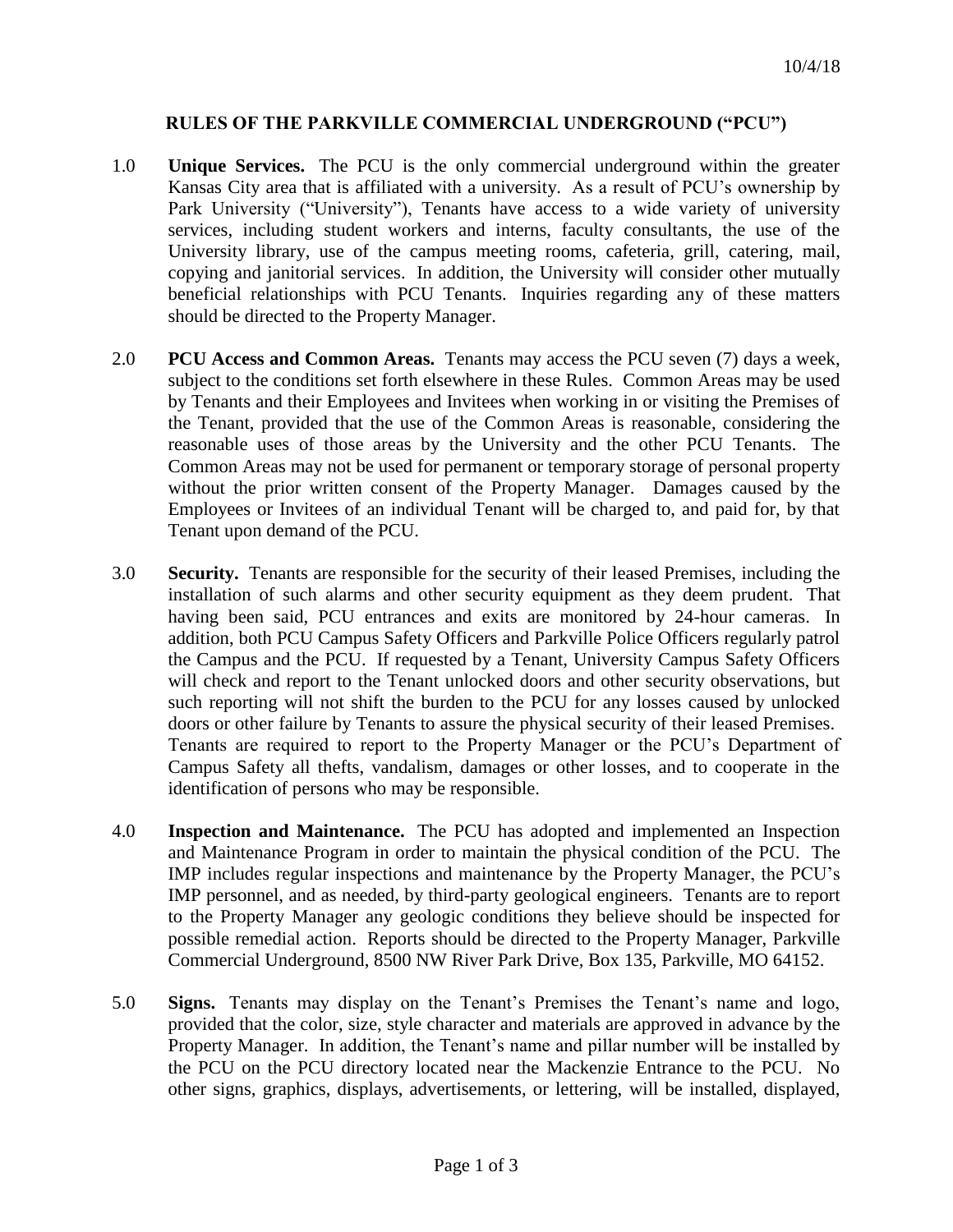10/4/18

# RULES OF THE PARKVILLE COMMERCIAL UNDERGROUND ("PCU")

1.0 **Unique Services.** The PCU is the only commercial underground within the greater Kansas City area that is affiliated with a university. As a result of PCU's ownership by Park University ("University"), Tenants have access to a wide variety of university services, including student workers and interns, faculty consultants, the use of the University library, use of the campus meeting rooms, cafeteria, grill, catering, mail, copying and janitorial services. In addition, the University will consider other mutually beneficial relationships with PCU Tenants. Inquiries regarding any of these matters should be directed to the Property Manager.

2.0 **PCU Access and Common Areas.** Tenants may access the PCU seven (7) days a week, subject to the conditions set forth elsewhere in these Rules. Common Areas may be used by Tenants and their Employees and Invitees when working in or visiting the Premises of the Tenant, provided that the use of the Common Areas is reasonable, considering the reasonable uses of those areas by the University and the other PCU Tenants. The Common Areas may not be used for permanent or temporary storage of personal property without the prior written consent of the Property Manager. Damages caused by the Employees or Invitees of an individual Tenant will be charged to, and paid for, by that Tenant upon demand of the PCU.

3.0 **Security.** Tenants are responsible for the security of their leased Premises, including the installation of such alarms and other security equipment as they deem prudent. That having been said, PCU entrances and exits are monitored by 24-hour cameras. In addition, both PCU Campus Safety Officers and Parkville Police Officers regularly patrol the Campus and the PCU. If requested by a Tenant, University Campus Safety Officers will check and report to the Tenant unlocked doors and other security observations, but such reporting will not shift the burden to the PCU for any losses caused by unlocked doors or other failure by Tenants to assure the physical security of their leased Premises. Tenants are required to report to the Property Manager or the PCU's Department of Campus Safety all thefts, vandalism, damages or other losses, and to cooperate in the identification of persons who may be responsible.

4.0 **Inspection and Maintenance.** The PCU has adopted and implemented an Inspection and Maintenance Program in order to maintain the physical condition of the PCU. The IMP includes regular inspections and maintenance by the Property Manager, the PCU's IMP personnel, and as needed, by third-party geological engineers. Tenants are to report to the Property Manager any geologic conditions they believe should be inspected for possible remedial action. Reports should be directed to the Property Manager, Parkville Commercial Underground, 8500 NW River Park Drive, Box 135, Parkville, MO 64152.

5.0 **Signs.** Tenants may display on the Tenant's Premises the Tenant's name and logo, provided that the color, size, style character and materials are approved in advance by the Property Manager. In addition, the Tenant's name and pillar number will be installed by the PCU on the PCU directory located near the Mackenzie Entrance to the PCU. No other signs, graphics, displays, advertisements, or lettering, will be installed, displayed,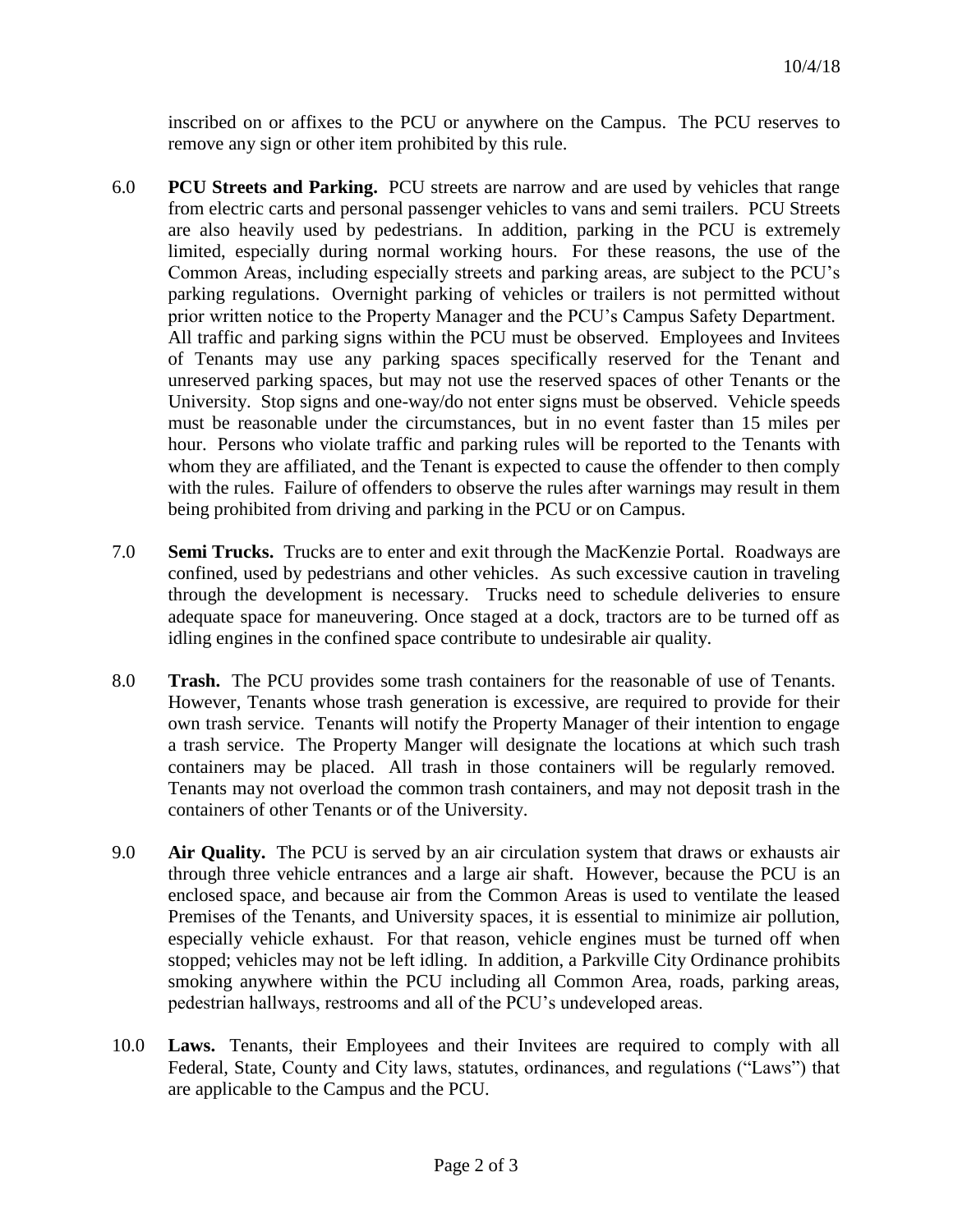inscribed on or affixes to the PCU or anywhere on the Campus. The PCU reserves to remove any sign or other item prohibited by this rule.

6.0 **PCU Streets and Parking.** PCU streets are narrow and are used by vehicles that range from electric carts and personal passenger vehicles to vans and semi trailers. PCU Streets are also heavily used by pedestrians. In addition, parking in the PCU is extremely limited, especially during normal working hours. For these reasons, the use of the Common Areas, including especially streets and parking areas, are subject to the PCU's parking regulations. Overnight parking of vehicles or trailers is not permitted without prior written notice to the Property Manager and the PCU's Campus Safety Department. All traffic and parking signs within the PCU must be observed. Employees and Invitees of Tenants may use any parking spaces specifically reserved for the Tenant and unreserved parking spaces, but may not use the reserved spaces of other Tenants or the University. Stop signs and one-way/do not enter signs must be observed. Vehicle speeds must be reasonable under the circumstances, but in no event faster than 15 miles per hour. Persons who violate traffic and parking rules will be reported to the Tenants with whom they are affiliated, and the Tenant is expected to cause the offender to then comply with the rules. Failure of offenders to observe the rules after warnings may result in them being prohibited from driving and parking in the PCU or on Campus.

7.0 **Semi Trucks.** Trucks are to enter and exit through the MacKenzie Portal. Roadways are confined, used by pedestrians and other vehicles. As such excessive caution in traveling through the development is necessary. Trucks need to schedule deliveries to ensure adequate space for maneuvering. Once staged at a dock, tractors are to be turned off as idling engines in the confined space contribute to undesirable air quality.

8.0 **Trash.** The PCU provides some trash containers for the reasonable of use of Tenants. However, Tenants whose trash generation is excessive, are required to provide for their own trash service. Tenants will notify the Property Manager of their intention to engage a trash service. The Property Manger will designate the locations at which such trash containers may be placed. All trash in those containers will be regularly removed. Tenants may not overload the common trash containers, and may not deposit trash in the containers of other Tenants or of the University.

9.0 **Air Quality.** The PCU is served by an air circulation system that draws or exhausts air through three vehicle entrances and a large air shaft. However, because the PCU is an enclosed space, and because air from the Common Areas is used to ventilate the leased Premises of the Tenants, and University spaces, it is essential to minimize air pollution, especially vehicle exhaust. For that reason, vehicle engines must be turned off when stopped; vehicles may not be left idling. In addition, a Parkville City Ordinance prohibits smoking anywhere within the PCU including all Common Area, roads, parking areas, pedestrian hallways, restrooms and all of the PCU's undeveloped areas.

10.0 **Laws.** Tenants, their Employees and their Invitees are required to comply with all Federal, State, County and City laws, statutes, ordinances, and regulations ("Laws") that are applicable to the Campus and the PCU.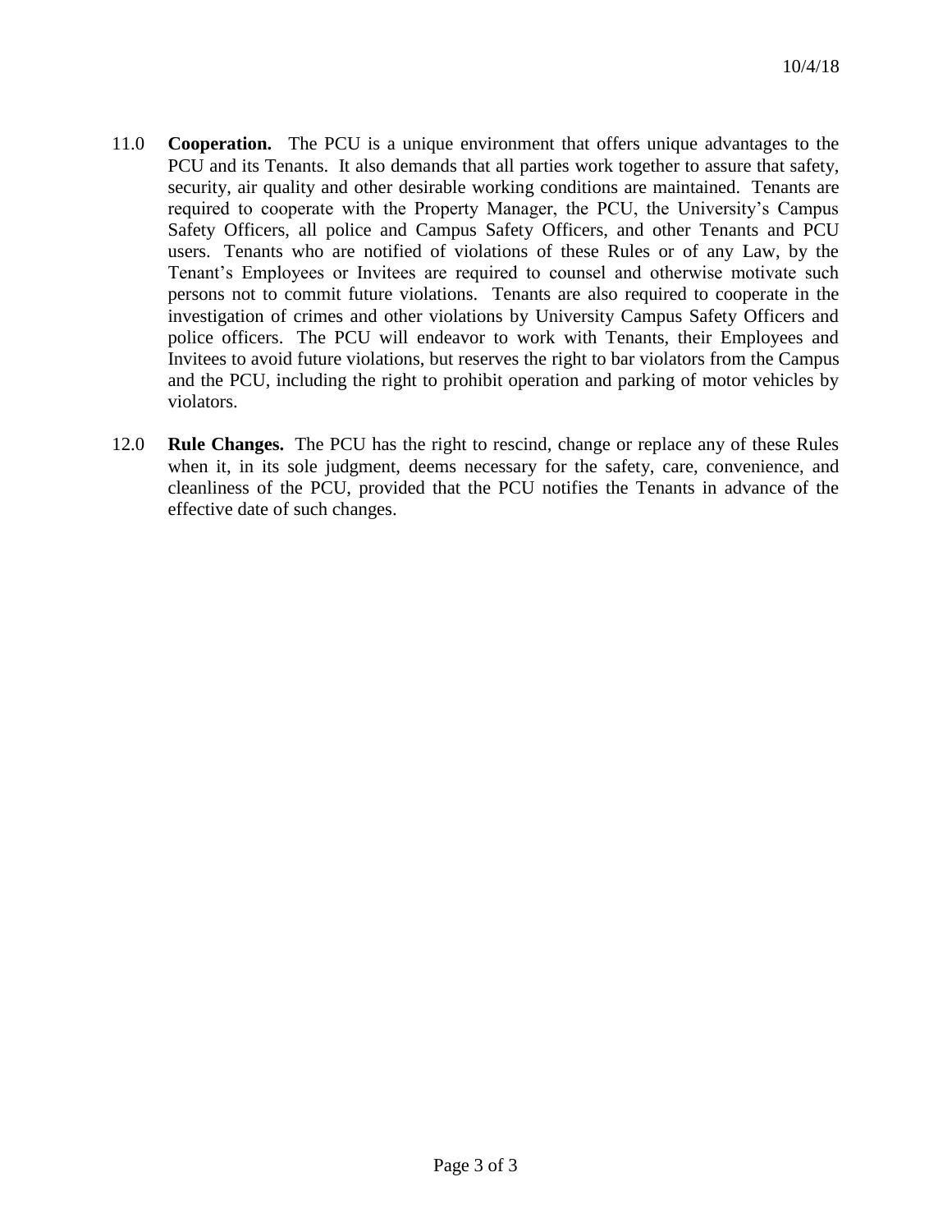11.0 **Cooperation.** The PCU is a unique environment that offers unique advantages to the PCU and its Tenants. It also demands that all parties work together to assure that safety, security, air quality and other desirable working conditions are maintained. Tenants are required to cooperate with the Property Manager, the PCU, the University's Campus Safety Officers, all police and Campus Safety Officers, and other Tenants and PCU users. Tenants who are notified of violations of these Rules or of any Law, by the Tenant's Employees or Invitees are required to counsel and otherwise motivate such persons not to commit future violations. Tenants are also required to cooperate in the investigation of crimes and other violations by University Campus Safety Officers and police officers. The PCU will endeavor to work with Tenants, their Employees and Invitees to avoid future violations, but reserves the right to bar violators from the Campus and the PCU, including the right to prohibit operation and parking of motor vehicles by violators.

12.0 **Rule Changes.** The PCU has the right to rescind, change or replace any of these Rules when it, in its sole judgment, deems necessary for the safety, care, convenience, and cleanliness of the PCU, provided that the PCU notifies the Tenants in advance of the effective date of such changes.